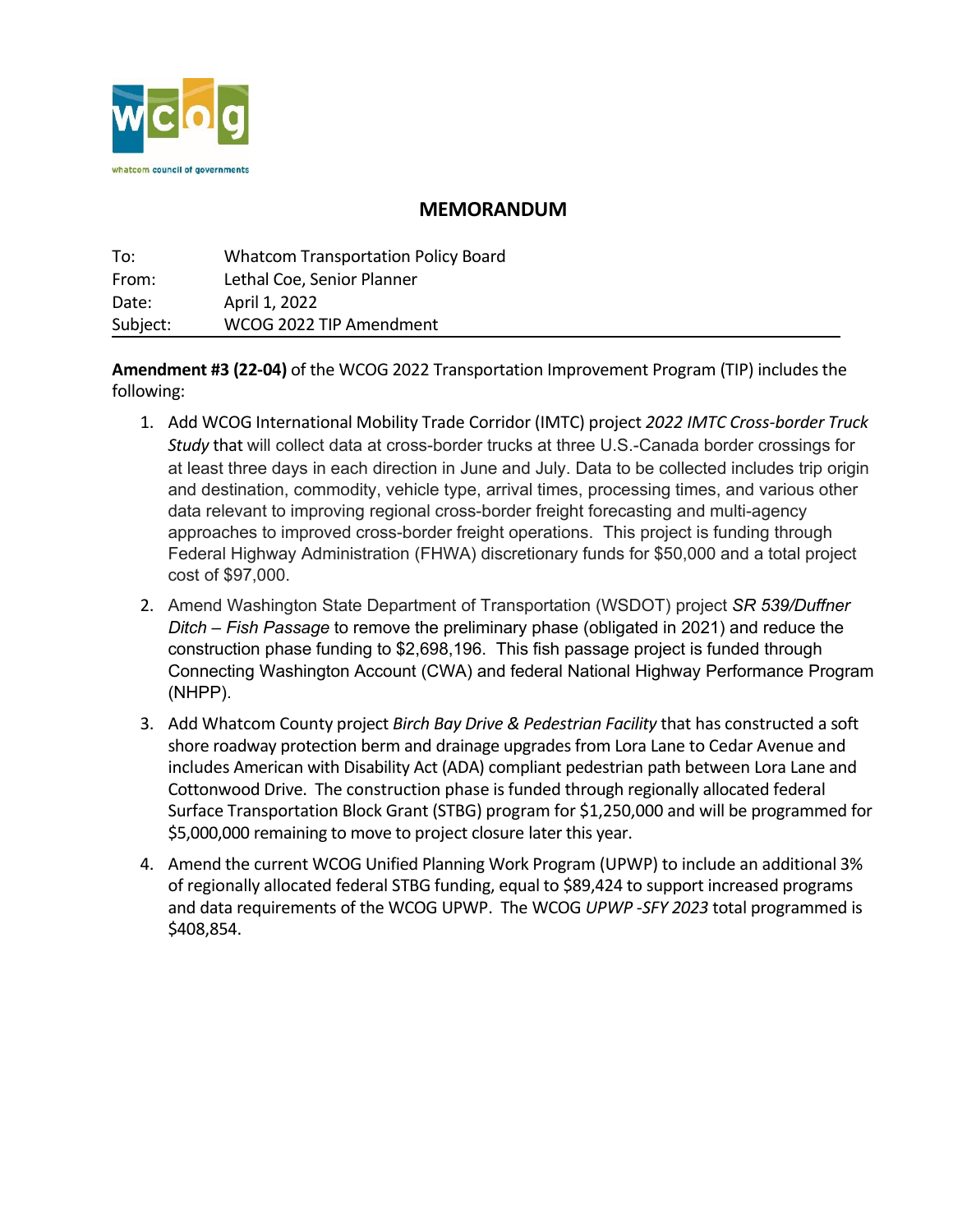# MEMORANDUM

| | |
|---|---|
| To: | Whatcom Transportation Policy Board |
| From: | Lethal Coe, Senior Planner |
| Date: | April 1, 2022 |
| Subject: | WCOG 2022 TIP Amendment |

**Amendment #3 (22-04)** of the WCOG 2022 Transportation Improvement Program (TIP) includes the following:

1. Add WCOG International Mobility Trade Corridor (IMTC) project *2022 IMTC Cross-border Truck Study* that will collect data at cross-border trucks at three U.S.-Canada border crossings for at least three days in each direction in June and July. Data to be collected includes trip origin and destination, commodity, vehicle type, arrival times, processing times, and various other data relevant to improving regional cross-border freight forecasting and multi-agency approaches to improved cross-border freight operations. This project is funding through Federal Highway Administration (FHWA) discretionary funds for $50,000 and a total project cost of $97,000.
2. Amend Washington State Department of Transportation (WSDOT) project *SR 539/Duffner Ditch – Fish Passage* to remove the preliminary phase (obligated in 2021) and reduce the construction phase funding to $2,698,196. This fish passage project is funded through Connecting Washington Account (CWA) and federal National Highway Performance Program (NHPP).
3. Add Whatcom County project *Birch Bay Drive & Pedestrian Facility* that has constructed a soft shore roadway protection berm and drainage upgrades from Lora Lane to Cedar Avenue and includes American with Disability Act (ADA) compliant pedestrian path between Lora Lane and Cottonwood Drive. The construction phase is funded through regionally allocated federal Surface Transportation Block Grant (STBG) program for $1,250,000 and will be programmed for $5,000,000 remaining to move to project closure later this year.
4. Amend the current WCOG Unified Planning Work Program (UPWP) to include an additional 3% of regionally allocated federal STBG funding, equal to $89,424 to support increased programs and data requirements of the WCOG UPWP. The WCOG *UPWP -SFY 2023* total programmed is $408,854.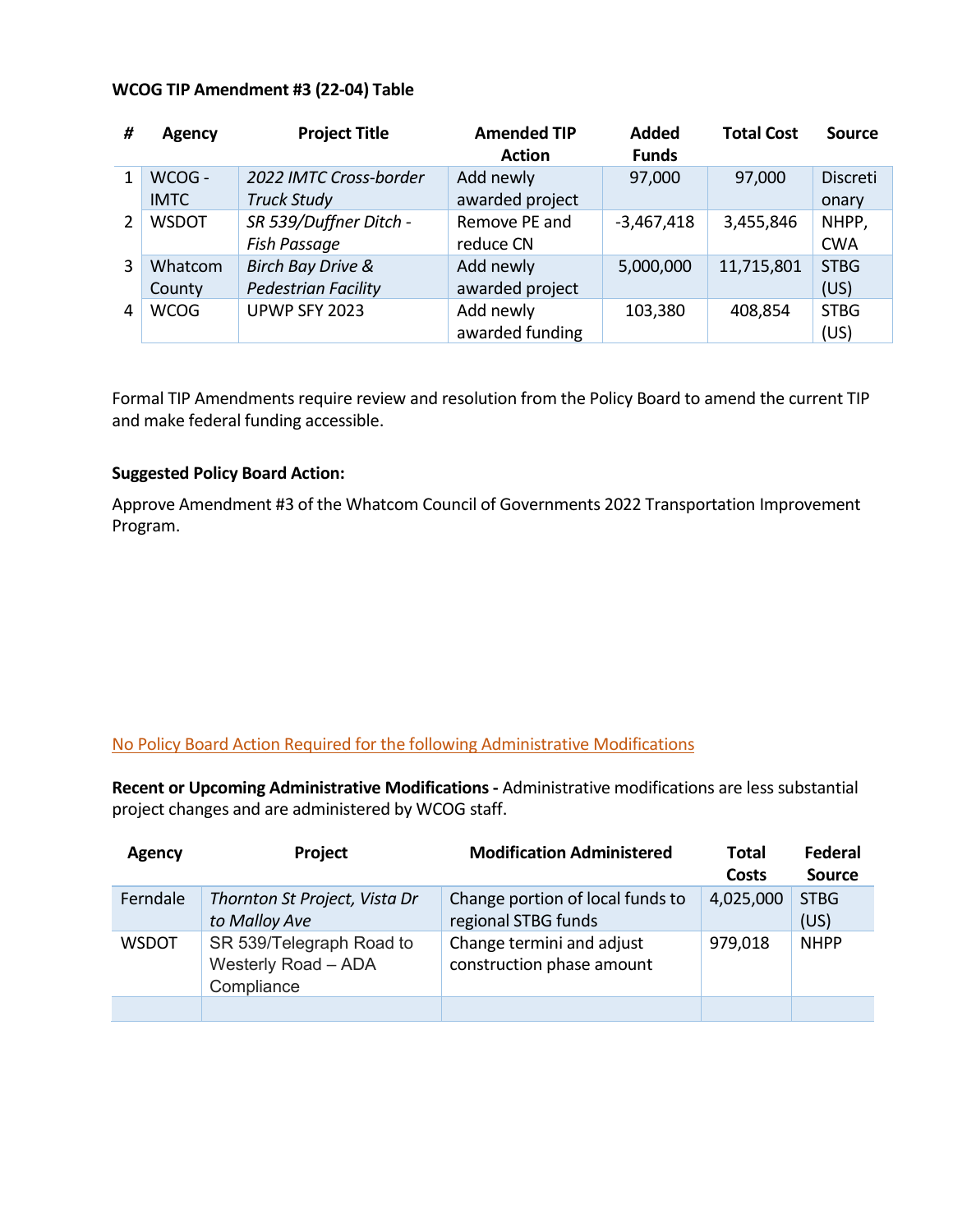**WCOG TIP Amendment #3 (22-04) Table**

| # | Agency | Project Title | Amended TIP Action | Added Funds | Total Cost | Source |
|---|---|---|---|---|---|---|
| 1 | WCOG - IMTC | *2022 IMTC Cross-border Truck Study* | Add newly awarded project | 97,000 | 97,000 | Discretionary |
| 2 | WSDOT | *SR 539/Duffner Ditch - Fish Passage* | Remove PE and reduce CN | -3,467,418 | 3,455,846 | NHPP, CWA |
| 3 | Whatcom County | *Birch Bay Drive & Pedestrian Facility* | Add newly awarded project | 5,000,000 | 11,715,801 | STBG (US) |
| 4 | WCOG | UPWP SFY 2023 | Add newly awarded funding | 103,380 | 408,854 | STBG (US) |

Formal TIP Amendments require review and resolution from the Policy Board to amend the current TIP and make federal funding accessible.

**Suggested Policy Board Action:**

Approve Amendment #3 of the Whatcom Council of Governments 2022 Transportation Improvement Program.

No Policy Board Action Required for the following Administrative Modifications

**Recent or Upcoming Administrative Modifications -** Administrative modifications are less substantial project changes and are administered by WCOG staff.

| Agency | Project | Modification Administered | Total Costs | Federal Source |
|---|---|---|---|---|
| Ferndale | *Thornton St Project, Vista Dr to Malloy Ave* | Change portion of local funds to regional STBG funds | 4,025,000 | STBG (US) |
| WSDOT | SR 539/Telegraph Road to Westerly Road – ADA Compliance | Change termini and adjust construction phase amount | 979,018 | NHPP |
| | | | | |